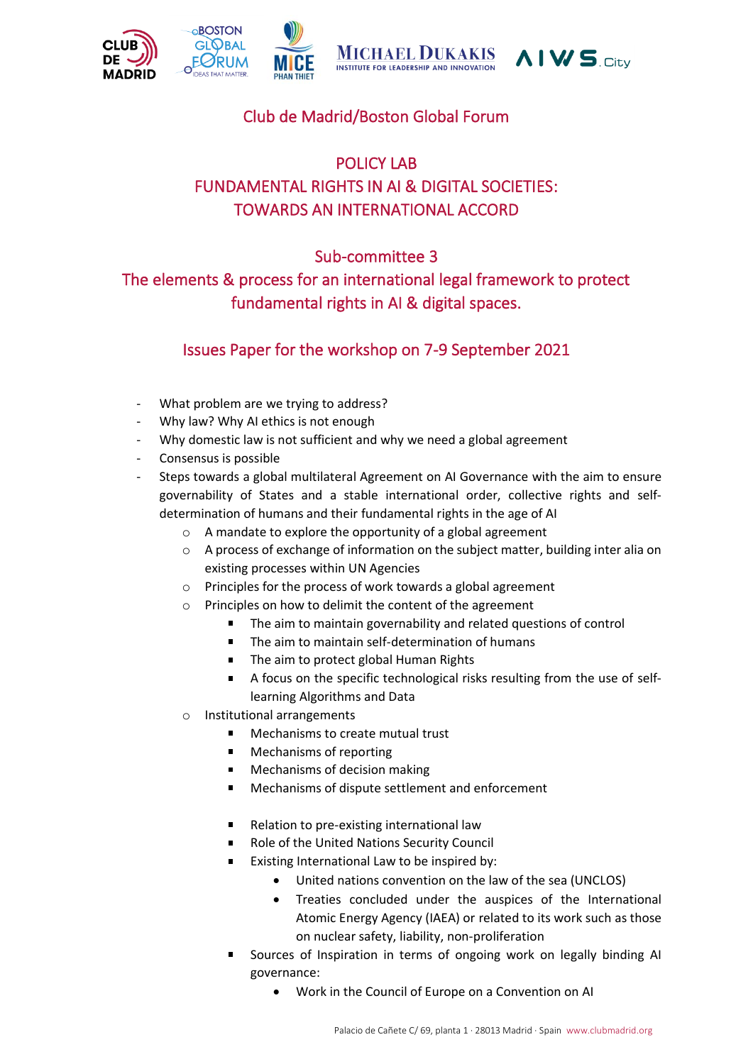# Club de Madrid/Boston Global Forum

## POLICY LAB
## FUNDAMENTAL RIGHTS IN AI & DIGITAL SOCIETIES: TOWARDS AN INTERNATIONAL ACCORD

## Sub-committee 3
## The elements & process for an international legal framework to protect fundamental rights in AI & digital spaces.

## Issues Paper for the workshop on 7-9 September 2021

- What problem are we trying to address?
- Why law? Why AI ethics is not enough
- Why domestic law is not sufficient and why we need a global agreement
- Consensus is possible
- Steps towards a global multilateral Agreement on AI Governance with the aim to ensure governability of States and a stable international order, collective rights and self-determination of humans and their fundamental rights in the age of AI
  - A mandate to explore the opportunity of a global agreement
  - A process of exchange of information on the subject matter, building inter alia on existing processes within UN Agencies
  - Principles for the process of work towards a global agreement
  - Principles on how to delimit the content of the agreement
    - The aim to maintain governability and related questions of control
    - The aim to maintain self-determination of humans
    - The aim to protect global Human Rights
    - A focus on the specific technological risks resulting from the use of self-learning Algorithms and Data
  - Institutional arrangements
    - Mechanisms to create mutual trust
    - Mechanisms of reporting
    - Mechanisms of decision making
    - Mechanisms of dispute settlement and enforcement

    - Relation to pre-existing international law
    - Role of the United Nations Security Council
    - Existing International Law to be inspired by:
      - United nations convention on the law of the sea (UNCLOS)
      - Treaties concluded under the auspices of the International Atomic Energy Agency (IAEA) or related to its work such as those on nuclear safety, liability, non-proliferation
    - Sources of Inspiration in terms of ongoing work on legally binding AI governance:
      - Work in the Council of Europe on a Convention on AI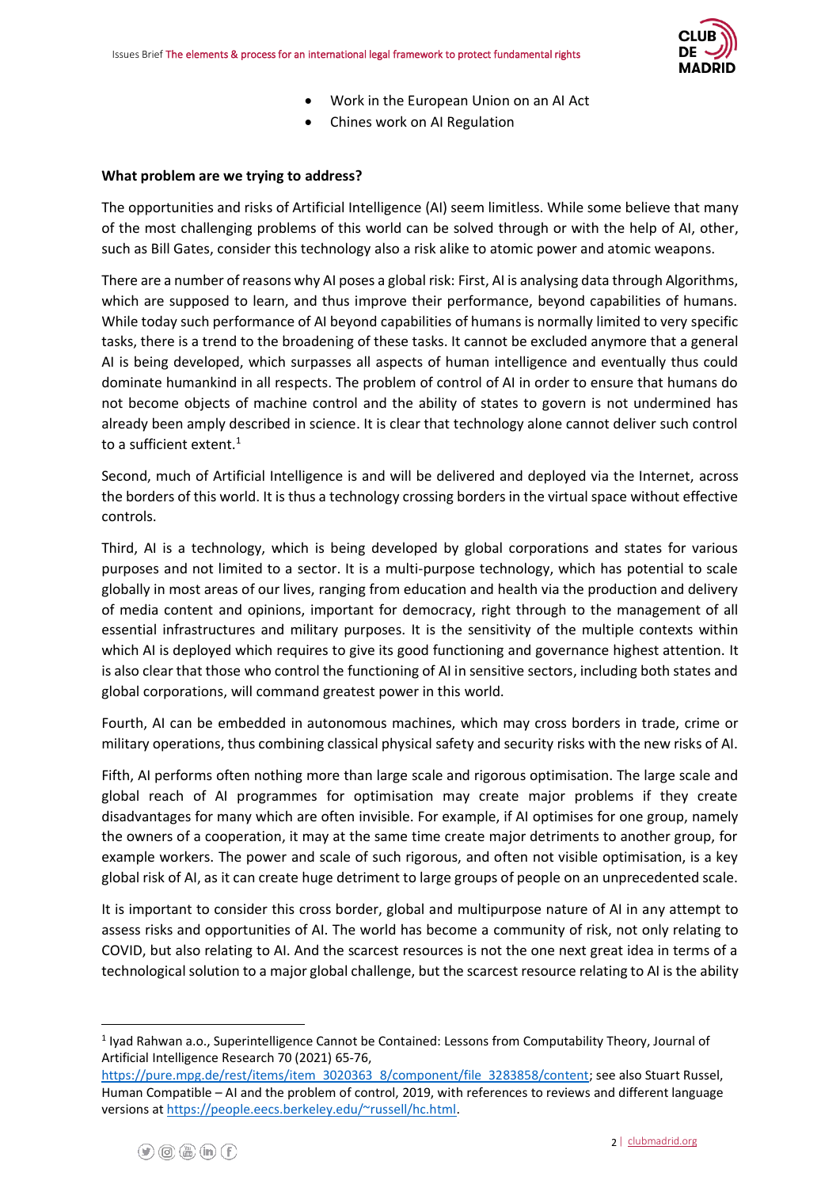- Work in the European Union on an AI Act
- Chines work on AI Regulation

**What problem are we trying to address?**

The opportunities and risks of Artificial Intelligence (AI) seem limitless. While some believe that many of the most challenging problems of this world can be solved through or with the help of AI, other, such as Bill Gates, consider this technology also a risk alike to atomic power and atomic weapons.

There are a number of reasons why AI poses a global risk: First, AI is analysing data through Algorithms, which are supposed to learn, and thus improve their performance, beyond capabilities of humans. While today such performance of AI beyond capabilities of humans is normally limited to very specific tasks, there is a trend to the broadening of these tasks. It cannot be excluded anymore that a general AI is being developed, which surpasses all aspects of human intelligence and eventually thus could dominate humankind in all respects. The problem of control of AI in order to ensure that humans do not become objects of machine control and the ability of states to govern is not undermined has already been amply described in science. It is clear that technology alone cannot deliver such control to a sufficient extent.[1]

Second, much of Artificial Intelligence is and will be delivered and deployed via the Internet, across the borders of this world. It is thus a technology crossing borders in the virtual space without effective controls.

Third, AI is a technology, which is being developed by global corporations and states for various purposes and not limited to a sector. It is a multi-purpose technology, which has potential to scale globally in most areas of our lives, ranging from education and health via the production and delivery of media content and opinions, important for democracy, right through to the management of all essential infrastructures and military purposes. It is the sensitivity of the multiple contexts within which AI is deployed which requires to give its good functioning and governance highest attention. It is also clear that those who control the functioning of AI in sensitive sectors, including both states and global corporations, will command greatest power in this world.

Fourth, AI can be embedded in autonomous machines, which may cross borders in trade, crime or military operations, thus combining classical physical safety and security risks with the new risks of AI.

Fifth, AI performs often nothing more than large scale and rigorous optimisation. The large scale and global reach of AI programmes for optimisation may create major problems if they create disadvantages for many which are often invisible. For example, if AI optimises for one group, namely the owners of a cooperation, it may at the same time create major detriments to another group, for example workers. The power and scale of such rigorous, and often not visible optimisation, is a key global risk of AI, as it can create huge detriment to large groups of people on an unprecedented scale.

It is important to consider this cross border, global and multipurpose nature of AI in any attempt to assess risks and opportunities of AI. The world has become a community of risk, not only relating to COVID, but also relating to AI. And the scarcest resources is not the one next great idea in terms of a technological solution to a major global challenge, but the scarcest resource relating to AI is the ability

---

[1] Iyad Rahwan a.o., Superintelligence Cannot be Contained: Lessons from Computability Theory, Journal of Artificial Intelligence Research 70 (2021) 65-76, https://pure.mpg.de/rest/items/item_3020363_8/component/file_3283858/content; see also Stuart Russel, Human Compatible – AI and the problem of control, 2019, with references to reviews and different language versions at https://people.eecs.berkeley.edu/~russell/hc.html.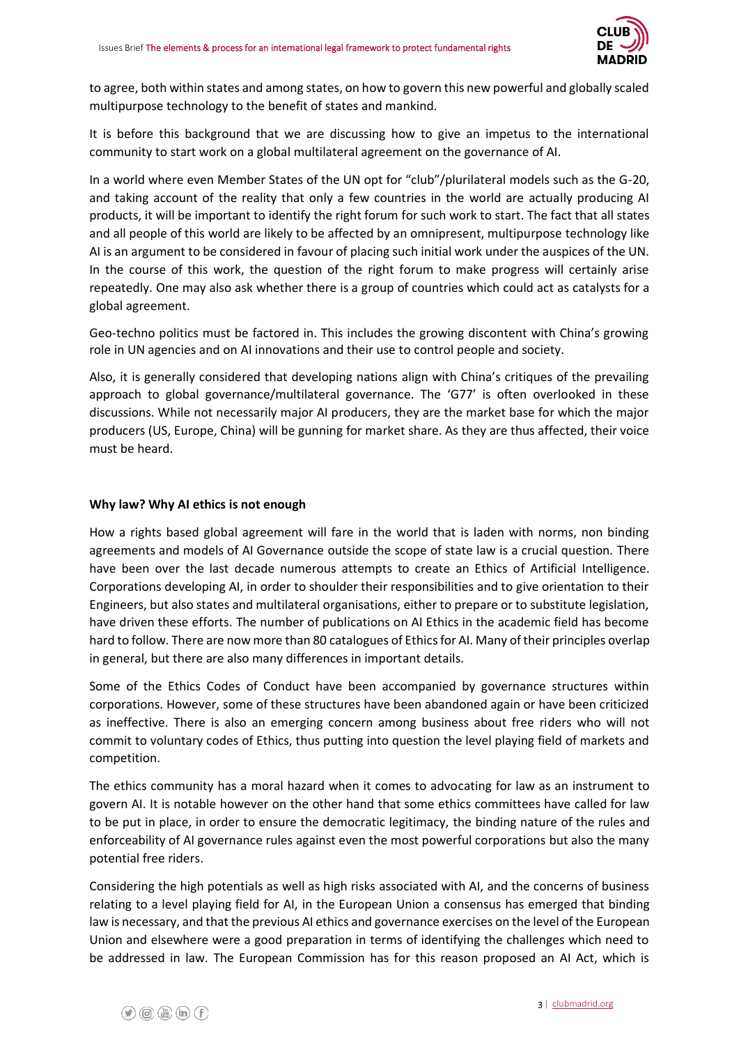to agree, both within states and among states, on how to govern this new powerful and globally scaled multipurpose technology to the benefit of states and mankind.

It is before this background that we are discussing how to give an impetus to the international community to start work on a global multilateral agreement on the governance of AI.

In a world where even Member States of the UN opt for "club"/plurilateral models such as the G-20, and taking account of the reality that only a few countries in the world are actually producing AI products, it will be important to identify the right forum for such work to start. The fact that all states and all people of this world are likely to be affected by an omnipresent, multipurpose technology like AI is an argument to be considered in favour of placing such initial work under the auspices of the UN. In the course of this work, the question of the right forum to make progress will certainly arise repeatedly. One may also ask whether there is a group of countries which could act as catalysts for a global agreement.

Geo-techno politics must be factored in. This includes the growing discontent with China's growing role in UN agencies and on AI innovations and their use to control people and society.

Also, it is generally considered that developing nations align with China's critiques of the prevailing approach to global governance/multilateral governance. The 'G77' is often overlooked in these discussions. While not necessarily major AI producers, they are the market base for which the major producers (US, Europe, China) will be gunning for market share. As they are thus affected, their voice must be heard.

**Why law? Why AI ethics is not enough**

How a rights based global agreement will fare in the world that is laden with norms, non binding agreements and models of AI Governance outside the scope of state law is a crucial question. There have been over the last decade numerous attempts to create an Ethics of Artificial Intelligence. Corporations developing AI, in order to shoulder their responsibilities and to give orientation to their Engineers, but also states and multilateral organisations, either to prepare or to substitute legislation, have driven these efforts. The number of publications on AI Ethics in the academic field has become hard to follow. There are now more than 80 catalogues of Ethics for AI. Many of their principles overlap in general, but there are also many differences in important details.

Some of the Ethics Codes of Conduct have been accompanied by governance structures within corporations. However, some of these structures have been abandoned again or have been criticized as ineffective. There is also an emerging concern among business about free riders who will not commit to voluntary codes of Ethics, thus putting into question the level playing field of markets and competition.

The ethics community has a moral hazard when it comes to advocating for law as an instrument to govern AI. It is notable however on the other hand that some ethics committees have called for law to be put in place, in order to ensure the democratic legitimacy, the binding nature of the rules and enforceability of AI governance rules against even the most powerful corporations but also the many potential free riders.

Considering the high potentials as well as high risks associated with AI, and the concerns of business relating to a level playing field for AI, in the European Union a consensus has emerged that binding law is necessary, and that the previous AI ethics and governance exercises on the level of the European Union and elsewhere were a good preparation in terms of identifying the challenges which need to be addressed in law. The European Commission has for this reason proposed an AI Act, which is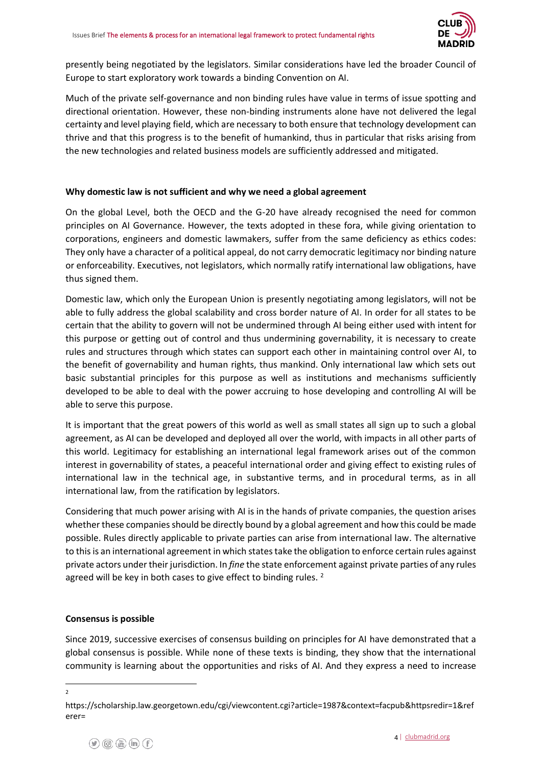presently being negotiated by the legislators. Similar considerations have led the broader Council of Europe to start exploratory work towards a binding Convention on AI.

Much of the private self-governance and non binding rules have value in terms of issue spotting and directional orientation. However, these non-binding instruments alone have not delivered the legal certainty and level playing field, which are necessary to both ensure that technology development can thrive and that this progress is to the benefit of humankind, thus in particular that risks arising from the new technologies and related business models are sufficiently addressed and mitigated.

**Why domestic law is not sufficient and why we need a global agreement**

On the global Level, both the OECD and the G-20 have already recognised the need for common principles on AI Governance. However, the texts adopted in these fora, while giving orientation to corporations, engineers and domestic lawmakers, suffer from the same deficiency as ethics codes: They only have a character of a political appeal, do not carry democratic legitimacy nor binding nature or enforceability. Executives, not legislators, which normally ratify international law obligations, have thus signed them.

Domestic law, which only the European Union is presently negotiating among legislators, will not be able to fully address the global scalability and cross border nature of AI. In order for all states to be certain that the ability to govern will not be undermined through AI being either used with intent for this purpose or getting out of control and thus undermining governability, it is necessary to create rules and structures through which states can support each other in maintaining control over AI, to the benefit of governability and human rights, thus mankind. Only international law which sets out basic substantial principles for this purpose as well as institutions and mechanisms sufficiently developed to be able to deal with the power accruing to hose developing and controlling AI will be able to serve this purpose.

It is important that the great powers of this world as well as small states all sign up to such a global agreement, as AI can be developed and deployed all over the world, with impacts in all other parts of this world. Legitimacy for establishing an international legal framework arises out of the common interest in governability of states, a peaceful international order and giving effect to existing rules of international law in the technical age, in substantive terms, and in procedural terms, as in all international law, from the ratification by legislators.

Considering that much power arising with AI is in the hands of private companies, the question arises whether these companies should be directly bound by a global agreement and how this could be made possible. Rules directly applicable to private parties can arise from international law. The alternative to this is an international agreement in which states take the obligation to enforce certain rules against private actors under their jurisdiction. In *fine* the state enforcement against private parties of any rules agreed will be key in both cases to give effect to binding rules. [2]

**Consensus is possible**

Since 2019, successive exercises of consensus building on principles for AI have demonstrated that a global consensus is possible. While none of these texts is binding, they show that the international community is learning about the opportunities and risks of AI. And they express a need to increase

---

[2] https://scholarship.law.georgetown.edu/cgi/viewcontent.cgi?article=1987&context=facpub&httpsredir=1&referer=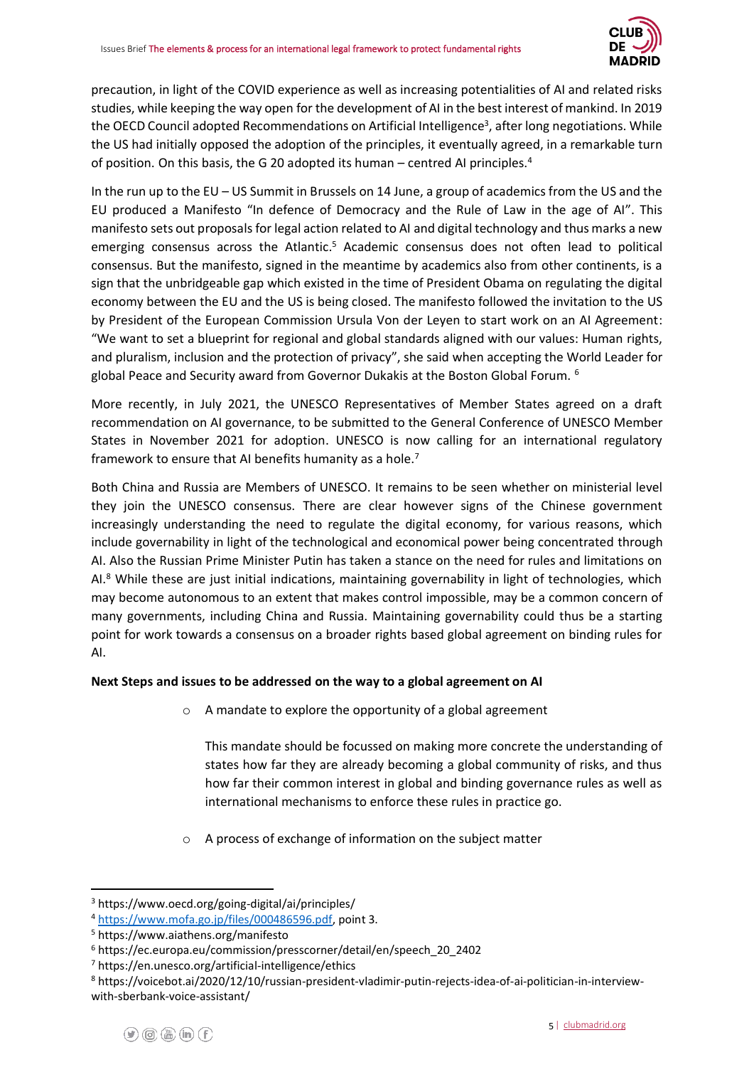precaution, in light of the COVID experience as well as increasing potentialities of AI and related risks studies, while keeping the way open for the development of AI in the best interest of mankind. In 2019 the OECD Council adopted Recommendations on Artificial Intelligence[3], after long negotiations. While the US had initially opposed the adoption of the principles, it eventually agreed, in a remarkable turn of position. On this basis, the G 20 adopted its human – centred AI principles.[4]

In the run up to the EU – US Summit in Brussels on 14 June, a group of academics from the US and the EU produced a Manifesto "In defence of Democracy and the Rule of Law in the age of AI". This manifesto sets out proposals for legal action related to AI and digital technology and thus marks a new emerging consensus across the Atlantic.[5] Academic consensus does not often lead to political consensus. But the manifesto, signed in the meantime by academics also from other continents, is a sign that the unbridgeable gap which existed in the time of President Obama on regulating the digital economy between the EU and the US is being closed. The manifesto followed the invitation to the US by President of the European Commission Ursula Von der Leyen to start work on an AI Agreement: "We want to set a blueprint for regional and global standards aligned with our values: Human rights, and pluralism, inclusion and the protection of privacy", she said when accepting the World Leader for global Peace and Security award from Governor Dukakis at the Boston Global Forum.[6]

More recently, in July 2021, the UNESCO Representatives of Member States agreed on a draft recommendation on AI governance, to be submitted to the General Conference of UNESCO Member States in November 2021 for adoption. UNESCO is now calling for an international regulatory framework to ensure that AI benefits humanity as a hole.[7]

Both China and Russia are Members of UNESCO. It remains to be seen whether on ministerial level they join the UNESCO consensus. There are clear however signs of the Chinese government increasingly understanding the need to regulate the digital economy, for various reasons, which include governability in light of the technological and economical power being concentrated through AI. Also the Russian Prime Minister Putin has taken a stance on the need for rules and limitations on AI.[8] While these are just initial indications, maintaining governability in light of technologies, which may become autonomous to an extent that makes control impossible, may be a common concern of many governments, including China and Russia. Maintaining governability could thus be a starting point for work towards a consensus on a broader rights based global agreement on binding rules for AI.

**Next Steps and issues to be addressed on the way to a global agreement on AI**

- A mandate to explore the opportunity of a global agreement

  This mandate should be focussed on making more concrete the understanding of states how far they are already becoming a global community of risks, and thus how far their common interest in global and binding governance rules as well as international mechanisms to enforce these rules in practice go.

- A process of exchange of information on the subject matter

---

[3] https://www.oecd.org/going-digital/ai/principles/

[4] https://www.mofa.go.jp/files/000486596.pdf, point 3.

[5] https://www.aiathens.org/manifesto

[6] https://ec.europa.eu/commission/presscorner/detail/en/speech_20_2402

[7] https://en.unesco.org/artificial-intelligence/ethics

[8] https://voicebot.ai/2020/12/10/russian-president-vladimir-putin-rejects-idea-of-ai-politician-in-interview-with-sberbank-voice-assistant/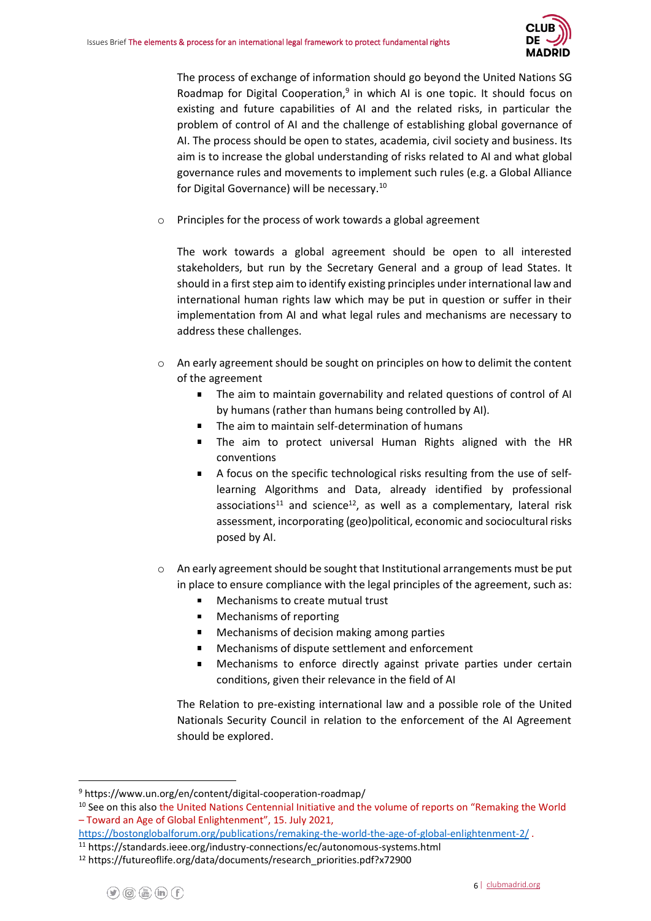The process of exchange of information should go beyond the United Nations SG Roadmap for Digital Cooperation,[9] in which AI is one topic. It should focus on existing and future capabilities of AI and the related risks, in particular the problem of control of AI and the challenge of establishing global governance of AI. The process should be open to states, academia, civil society and business. Its aim is to increase the global understanding of risks related to AI and what global governance rules and movements to implement such rules (e.g. a Global Alliance for Digital Governance) will be necessary.[10]

- Principles for the process of work towards a global agreement

  The work towards a global agreement should be open to all interested stakeholders, but run by the Secretary General and a group of lead States. It should in a first step aim to identify existing principles under international law and international human rights law which may be put in question or suffer in their implementation from AI and what legal rules and mechanisms are necessary to address these challenges.

- An early agreement should be sought on principles on how to delimit the content of the agreement
  - The aim to maintain governability and related questions of control of AI by humans (rather than humans being controlled by AI).
  - The aim to maintain self-determination of humans
  - The aim to protect universal Human Rights aligned with the HR conventions
  - A focus on the specific technological risks resulting from the use of self-learning Algorithms and Data, already identified by professional associations[11] and science[12], as well as a complementary, lateral risk assessment, incorporating (geo)political, economic and sociocultural risks posed by AI.

- An early agreement should be sought that Institutional arrangements must be put in place to ensure compliance with the legal principles of the agreement, such as:
  - Mechanisms to create mutual trust
  - Mechanisms of reporting
  - Mechanisms of decision making among parties
  - Mechanisms of dispute settlement and enforcement
  - Mechanisms to enforce directly against private parties under certain conditions, given their relevance in the field of AI

  The Relation to pre-existing international law and a possible role of the United Nationals Security Council in relation to the enforcement of the AI Agreement should be explored.

---

[9] https://www.un.org/en/content/digital-cooperation-roadmap/

[10] See on this also the United Nations Centennial Initiative and the volume of reports on "Remaking the World – Toward an Age of Global Enlightenment", 15. July 2021, https://bostonglobalforum.org/publications/remaking-the-world-the-age-of-global-enlightenment-2/ .

[11] https://standards.ieee.org/industry-connections/ec/autonomous-systems.html

[12] https://futureoflife.org/data/documents/research_priorities.pdf?x72900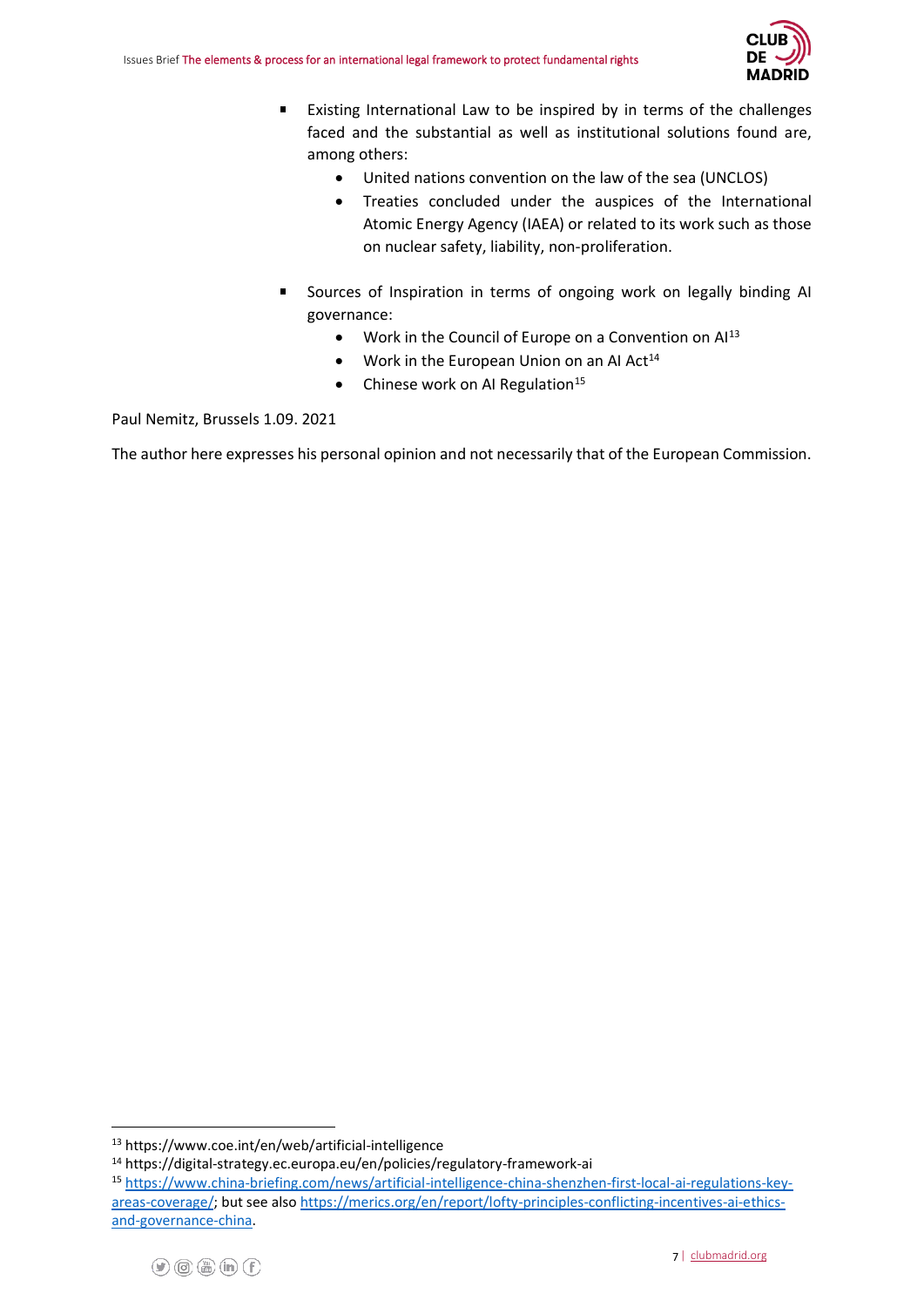- Existing International Law to be inspired by in terms of the challenges faced and the substantial as well as institutional solutions found are, among others:
  - United nations convention on the law of the sea (UNCLOS)
  - Treaties concluded under the auspices of the International Atomic Energy Agency (IAEA) or related to its work such as those on nuclear safety, liability, non-proliferation.

- Sources of Inspiration in terms of ongoing work on legally binding AI governance:
  - Work in the Council of Europe on a Convention on AI[13]
  - Work in the European Union on an AI Act[14]
  - Chinese work on AI Regulation[15]

Paul Nemitz, Brussels 1.09. 2021

The author here expresses his personal opinion and not necessarily that of the European Commission.

---

[13] https://www.coe.int/en/web/artificial-intelligence

[14] https://digital-strategy.ec.europa.eu/en/policies/regulatory-framework-ai

[15] https://www.china-briefing.com/news/artificial-intelligence-china-shenzhen-first-local-ai-regulations-key-areas-coverage/; but see also https://merics.org/en/report/lofty-principles-conflicting-incentives-ai-ethics-and-governance-china.